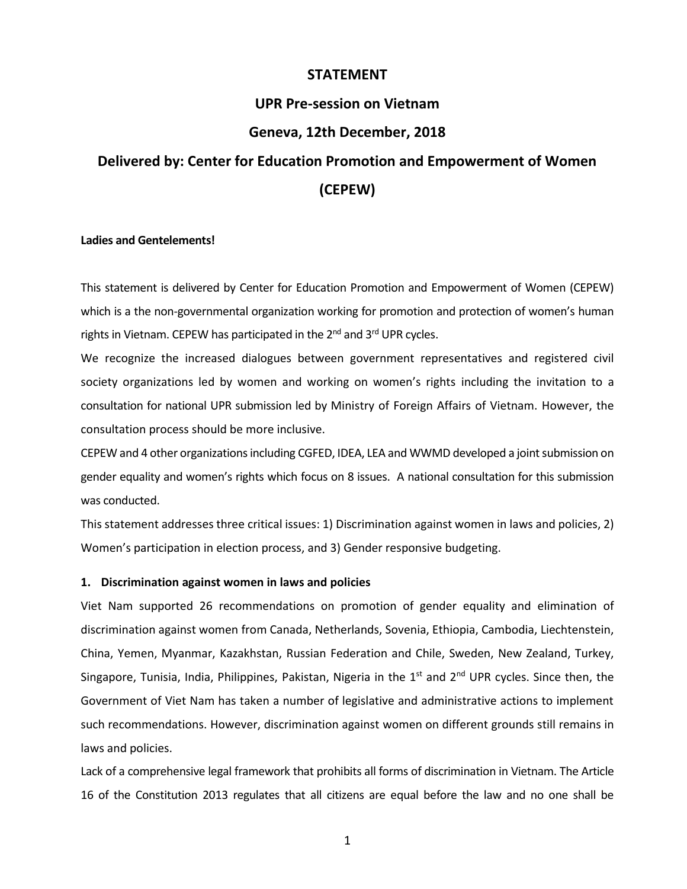# STATEMENT

## UPR Pre-session on Vietnam

## Geneva, 12th December, 2018

## Delivered by: Center for Education Promotion and Empowerment of Women (CEPEW)

**Ladies and Gentelements!**

This statement is delivered by Center for Education Promotion and Empowerment of Women (CEPEW) which is a the non-governmental organization working for promotion and protection of women's human rights in Vietnam. CEPEW has participated in the 2nd and 3rd UPR cycles.

We recognize the increased dialogues between government representatives and registered civil society organizations led by women and working on women's rights including the invitation to a consultation for national UPR submission led by Ministry of Foreign Affairs of Vietnam. However, the consultation process should be more inclusive.

CEPEW and 4 other organizations including CGFED, IDEA, LEA and WWMD developed a joint submission on gender equality and women's rights which focus on 8 issues. A national consultation for this submission was conducted.

This statement addresses three critical issues: 1) Discrimination against women in laws and policies, 2) Women's participation in election process, and 3) Gender responsive budgeting.

### 1. Discrimination against women in laws and policies

Viet Nam supported 26 recommendations on promotion of gender equality and elimination of discrimination against women from Canada, Netherlands, Sovenia, Ethiopia, Cambodia, Liechtenstein, China, Yemen, Myanmar, Kazakhstan, Russian Federation and Chile, Sweden, New Zealand, Turkey, Singapore, Tunisia, India, Philippines, Pakistan, Nigeria in the 1st and 2nd UPR cycles. Since then, the Government of Viet Nam has taken a number of legislative and administrative actions to implement such recommendations. However, discrimination against women on different grounds still remains in laws and policies.

Lack of a comprehensive legal framework that prohibits all forms of discrimination in Vietnam. The Article 16 of the Constitution 2013 regulates that all citizens are equal before the law and no one shall be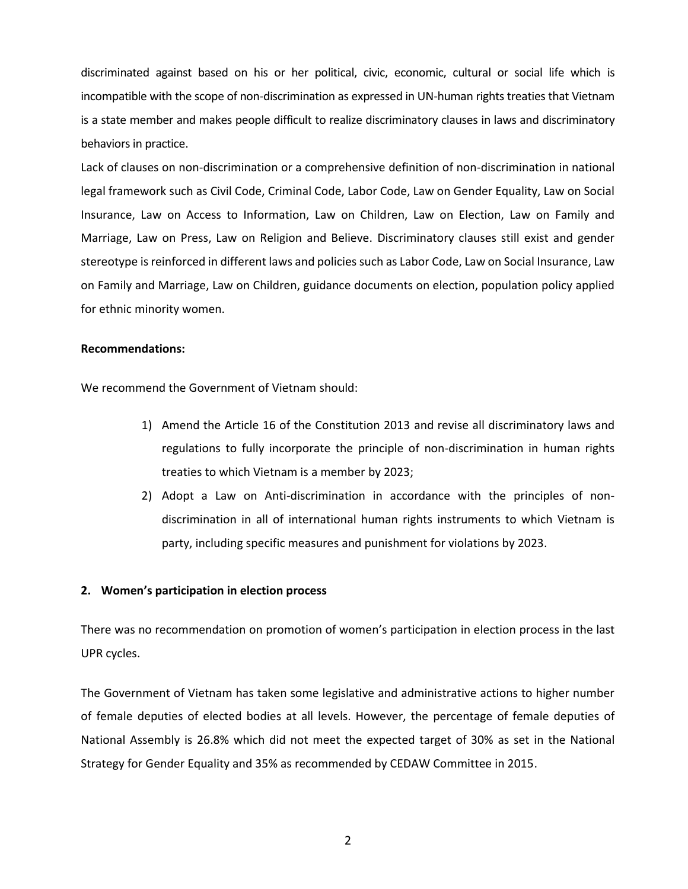discriminated against based on his or her political, civic, economic, cultural or social life which is incompatible with the scope of non-discrimination as expressed in UN-human rights treaties that Vietnam is a state member and makes people difficult to realize discriminatory clauses in laws and discriminatory behaviors in practice.

Lack of clauses on non-discrimination or a comprehensive definition of non-discrimination in national legal framework such as Civil Code, Criminal Code, Labor Code, Law on Gender Equality, Law on Social Insurance, Law on Access to Information, Law on Children, Law on Election, Law on Family and Marriage, Law on Press, Law on Religion and Believe. Discriminatory clauses still exist and gender stereotype is reinforced in different laws and policies such as Labor Code, Law on Social Insurance, Law on Family and Marriage, Law on Children, guidance documents on election, population policy applied for ethnic minority women.

**Recommendations:**

We recommend the Government of Vietnam should:

1) Amend the Article 16 of the Constitution 2013 and revise all discriminatory laws and regulations to fully incorporate the principle of non-discrimination in human rights treaties to which Vietnam is a member by 2023;
2) Adopt a Law on Anti-discrimination in accordance with the principles of non-discrimination in all of international human rights instruments to which Vietnam is party, including specific measures and punishment for violations by 2023.

## 2. Women's participation in election process

There was no recommendation on promotion of women's participation in election process in the last UPR cycles.

The Government of Vietnam has taken some legislative and administrative actions to higher number of female deputies of elected bodies at all levels. However, the percentage of female deputies of National Assembly is 26.8% which did not meet the expected target of 30% as set in the National Strategy for Gender Equality and 35% as recommended by CEDAW Committee in 2015.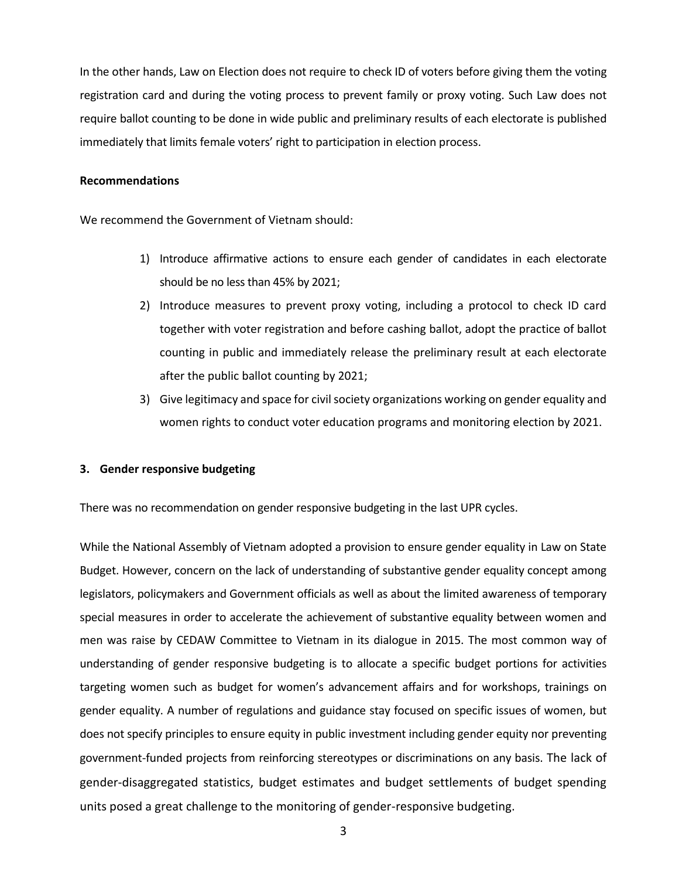In the other hands, Law on Election does not require to check ID of voters before giving them the voting registration card and during the voting process to prevent family or proxy voting. Such Law does not require ballot counting to be done in wide public and preliminary results of each electorate is published immediately that limits female voters' right to participation in election process.

**Recommendations**

We recommend the Government of Vietnam should:

1) Introduce affirmative actions to ensure each gender of candidates in each electorate should be no less than 45% by 2021;
2) Introduce measures to prevent proxy voting, including a protocol to check ID card together with voter registration and before cashing ballot, adopt the practice of ballot counting in public and immediately release the preliminary result at each electorate after the public ballot counting by 2021;
3) Give legitimacy and space for civil society organizations working on gender equality and women rights to conduct voter education programs and monitoring election by 2021.

### 3. Gender responsive budgeting

There was no recommendation on gender responsive budgeting in the last UPR cycles.

While the National Assembly of Vietnam adopted a provision to ensure gender equality in Law on State Budget. However, concern on the lack of understanding of substantive gender equality concept among legislators, policymakers and Government officials as well as about the limited awareness of temporary special measures in order to accelerate the achievement of substantive equality between women and men was raise by CEDAW Committee to Vietnam in its dialogue in 2015. The most common way of understanding of gender responsive budgeting is to allocate a specific budget portions for activities targeting women such as budget for women's advancement affairs and for workshops, trainings on gender equality. A number of regulations and guidance stay focused on specific issues of women, but does not specify principles to ensure equity in public investment including gender equity nor preventing government-funded projects from reinforcing stereotypes or discriminations on any basis. The lack of gender-disaggregated statistics, budget estimates and budget settlements of budget spending units posed a great challenge to the monitoring of gender-responsive budgeting.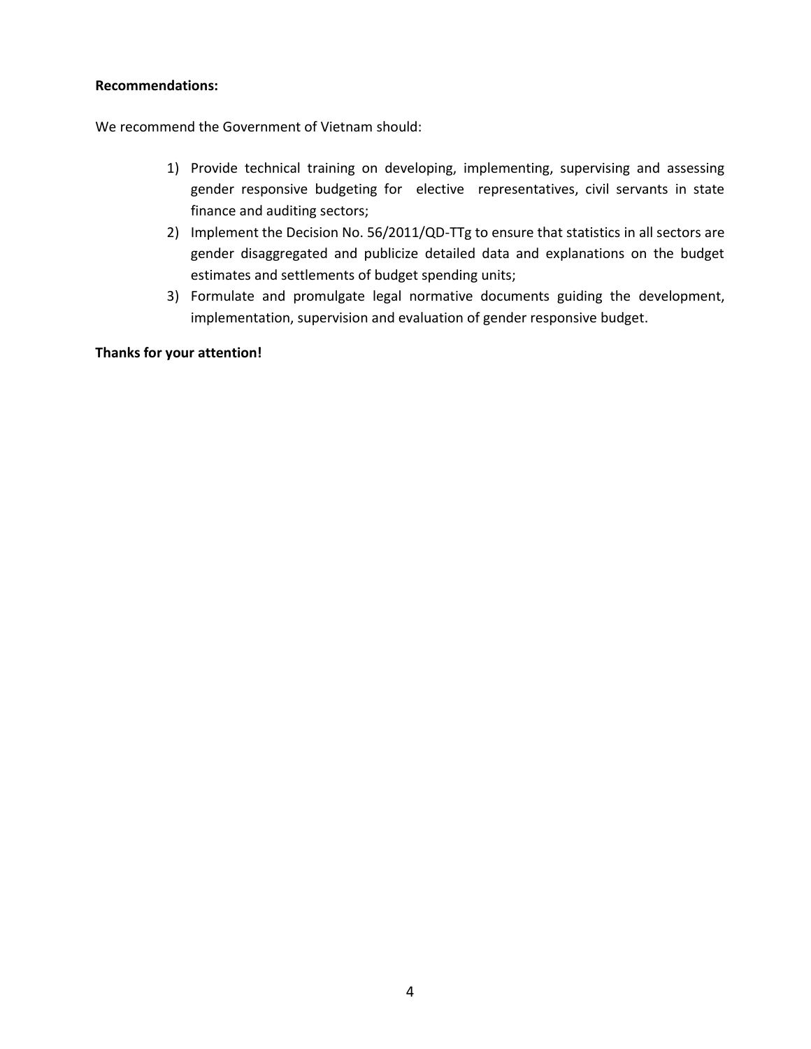**Recommendations:**

We recommend the Government of Vietnam should:

1) Provide technical training on developing, implementing, supervising and assessing gender responsive budgeting for elective representatives, civil servants in state finance and auditing sectors;
2) Implement the Decision No. 56/2011/QD-TTg to ensure that statistics in all sectors are gender disaggregated and publicize detailed data and explanations on the budget estimates and settlements of budget spending units;
3) Formulate and promulgate legal normative documents guiding the development, implementation, supervision and evaluation of gender responsive budget.

**Thanks for your attention!**